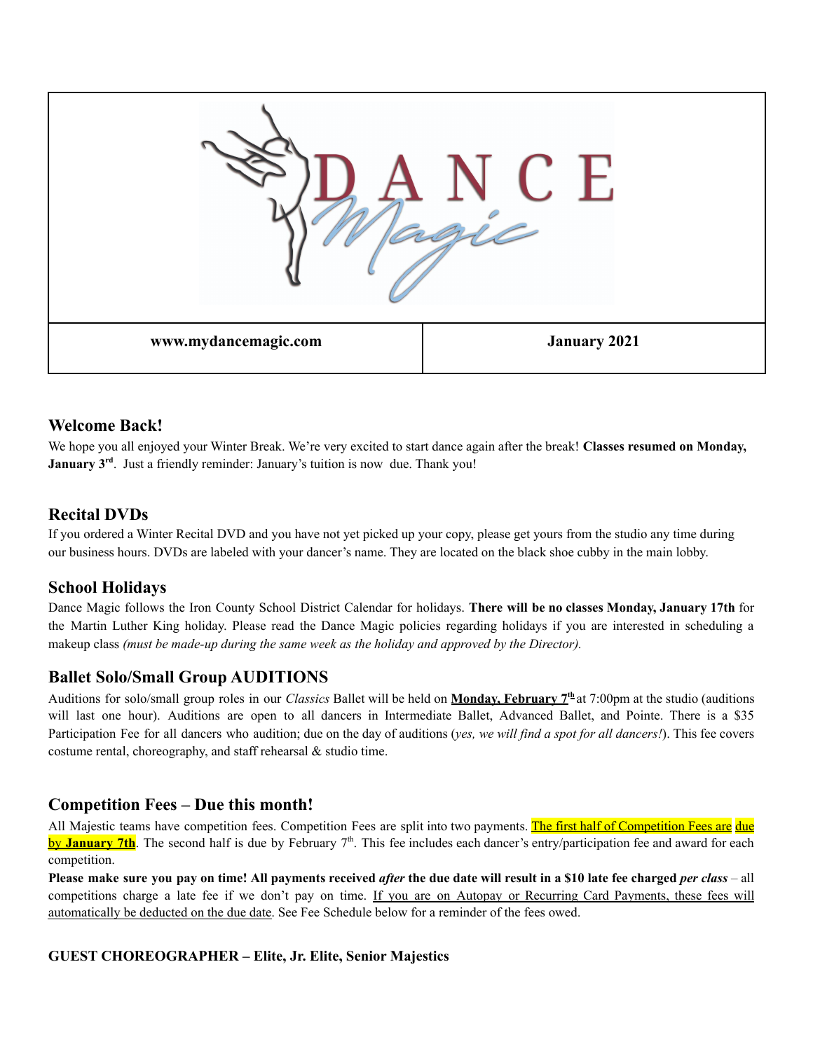# DANCE *Magic*

| www.mydancemagic.com | January 2021 |
|---|---|

## Welcome Back!

We hope you all enjoyed your Winter Break. We're very excited to start dance again after the break! **Classes resumed on Monday, January 3rd**. Just a friendly reminder: January's tuition is now due. Thank you!

## Recital DVDs

If you ordered a Winter Recital DVD and you have not yet picked up your copy, please get yours from the studio any time during our business hours. DVDs are labeled with your dancer's name. They are located on the black shoe cubby in the main lobby.

## School Holidays

Dance Magic follows the Iron County School District Calendar for holidays. **There will be no classes Monday, January 17th** for the Martin Luther King holiday. Please read the Dance Magic policies regarding holidays if you are interested in scheduling a makeup class *(must be made-up during the same week as the holiday and approved by the Director).*

## Ballet Solo/Small Group AUDITIONS

Auditions for solo/small group roles in our *Classics* Ballet will be held on **Monday, February 7th** at 7:00pm at the studio (auditions will last one hour). Auditions are open to all dancers in Intermediate Ballet, Advanced Ballet, and Pointe. There is a $35 Participation Fee for all dancers who audition; due on the day of auditions (*yes, we will find a spot for all dancers!*). This fee covers costume rental, choreography, and staff rehearsal & studio time.

## Competition Fees – Due this month!

All Majestic teams have competition fees. Competition Fees are split into two payments. The first half of Competition Fees are due by **January 7th**. The second half is due by February 7th. This fee includes each dancer's entry/participation fee and award for each competition.

**Please make sure you pay on time! All payments received *after* the due date will result in a $10 late fee charged *per class*** – all competitions charge a late fee if we don't pay on time. If you are on Autopay or Recurring Card Payments, these fees will automatically be deducted on the due date. See Fee Schedule below for a reminder of the fees owed.

**GUEST CHOREOGRAPHER – Elite, Jr. Elite, Senior Majestics**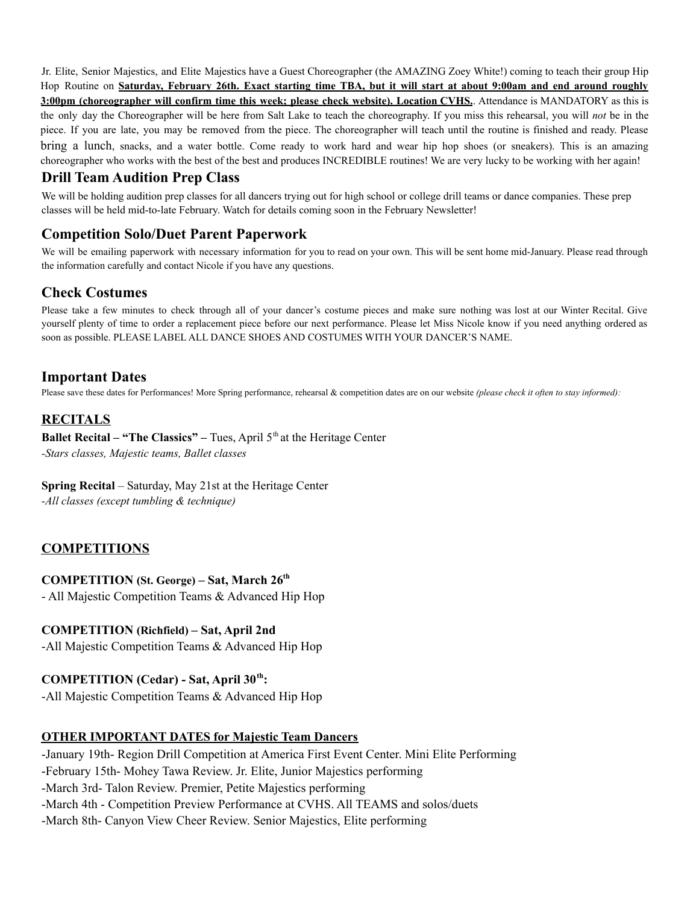Jr. Elite, Senior Majestics, and Elite Majestics have a Guest Choreographer (the AMAZING Zoey White!) coming to teach their group Hip Hop Routine on **<u>Saturday, February 26th. Exact starting time TBA, but it will start at about 9:00am and end around roughly 3:00pm (choreographer will confirm time this week; please check website). Location CVHS.</u>**. Attendance is MANDATORY as this is the only day the Choreographer will be here from Salt Lake to teach the choreography. If you miss this rehearsal, you will *not* be in the piece. If you are late, you may be removed from the piece. The choreographer will teach until the routine is finished and ready. Please bring a lunch, snacks, and a water bottle. Come ready to work hard and wear hip hop shoes (or sneakers). This is an amazing choreographer who works with the best of the best and produces INCREDIBLE routines! We are very lucky to be working with her again!

## Drill Team Audition Prep Class

We will be holding audition prep classes for all dancers trying out for high school or college drill teams or dance companies. These prep classes will be held mid-to-late February. Watch for details coming soon in the February Newsletter!

## Competition Solo/Duet Parent Paperwork

We will be emailing paperwork with necessary information for you to read on your own. This will be sent home mid-January. Please read through the information carefully and contact Nicole if you have any questions.

## Check Costumes

Please take a few minutes to check through all of your dancer's costume pieces and make sure nothing was lost at our Winter Recital. Give yourself plenty of time to order a replacement piece before our next performance. Please let Miss Nicole know if you need anything ordered as soon as possible. PLEASE LABEL ALL DANCE SHOES AND COSTUMES WITH YOUR DANCER'S NAME.

## Important Dates

Please save these dates for Performances! More Spring performance, rehearsal & competition dates are on our website *(please check it often to stay informed):*

### <u>RECITALS</u>

**Ballet Recital – "The Classics" –** Tues, April 5th at the Heritage Center
*-Stars classes, Majestic teams, Ballet classes*

**Spring Recital** – Saturday, May 21st at the Heritage Center
*-All classes (except tumbling & technique)*

### <u>COMPETITIONS</u>

**COMPETITION (St. George) – Sat, March 26th**
- All Majestic Competition Teams & Advanced Hip Hop

**COMPETITION (Richfield) – Sat, April 2nd**
-All Majestic Competition Teams & Advanced Hip Hop

**COMPETITION (Cedar) - Sat, April 30th:**
-All Majestic Competition Teams & Advanced Hip Hop

**<u>OTHER IMPORTANT DATES for Majestic Team Dancers</u>**

-January 19th- Region Drill Competition at America First Event Center. Mini Elite Performing
-February 15th- Mohey Tawa Review. Jr. Elite, Junior Majestics performing
-March 3rd- Talon Review. Premier, Petite Majestics performing
-March 4th - Competition Preview Performance at CVHS. All TEAMS and solos/duets
-March 8th- Canyon View Cheer Review. Senior Majestics, Elite performing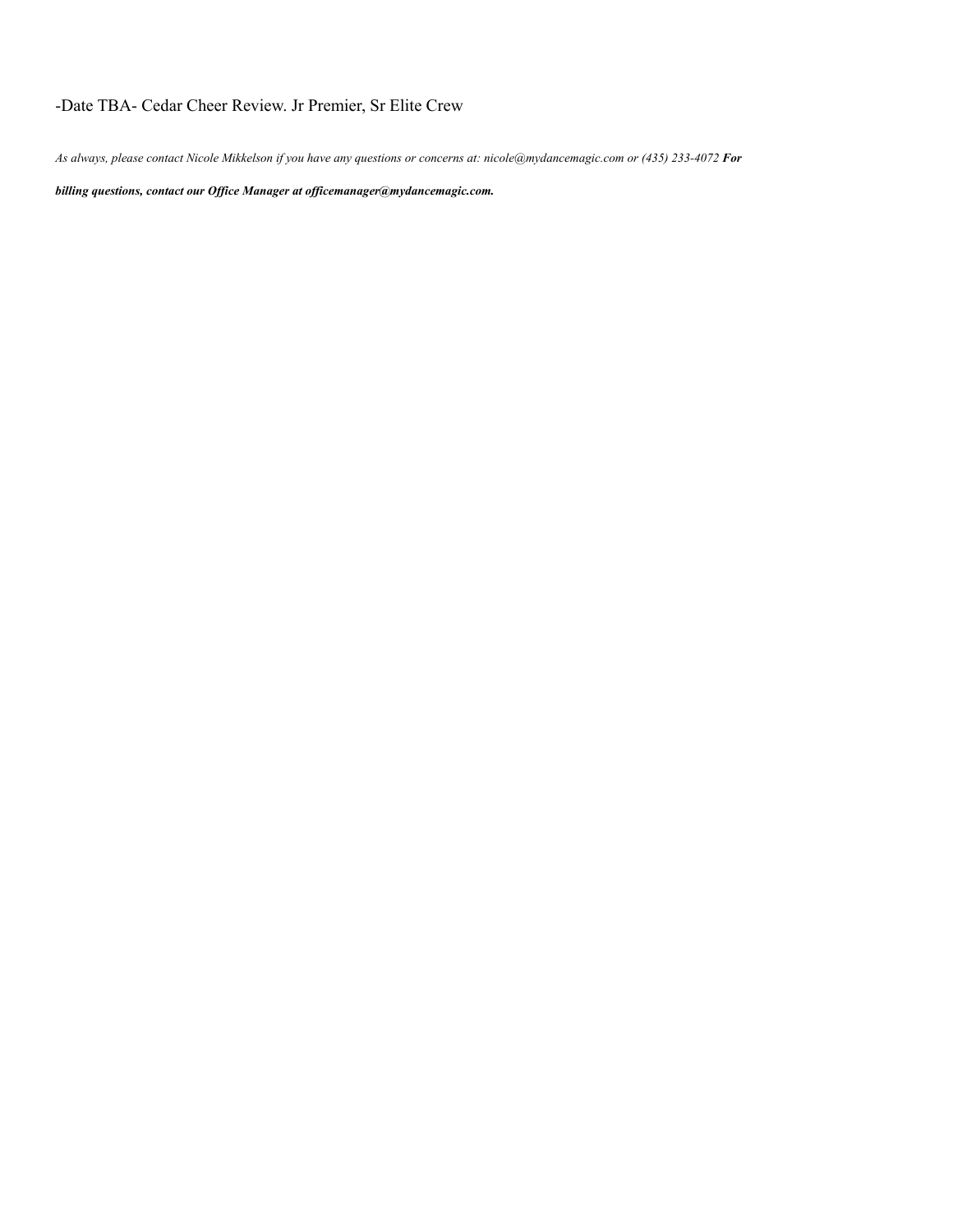-Date TBA- Cedar Cheer Review. Jr Premier, Sr Elite Crew

*As always, please contact Nicole Mikkelson if you have any questions or concerns at: nicole@mydancemagic.com or (435) 233-4072* ***For billing questions, contact our Office Manager at officemanager@mydancemagic.com.***